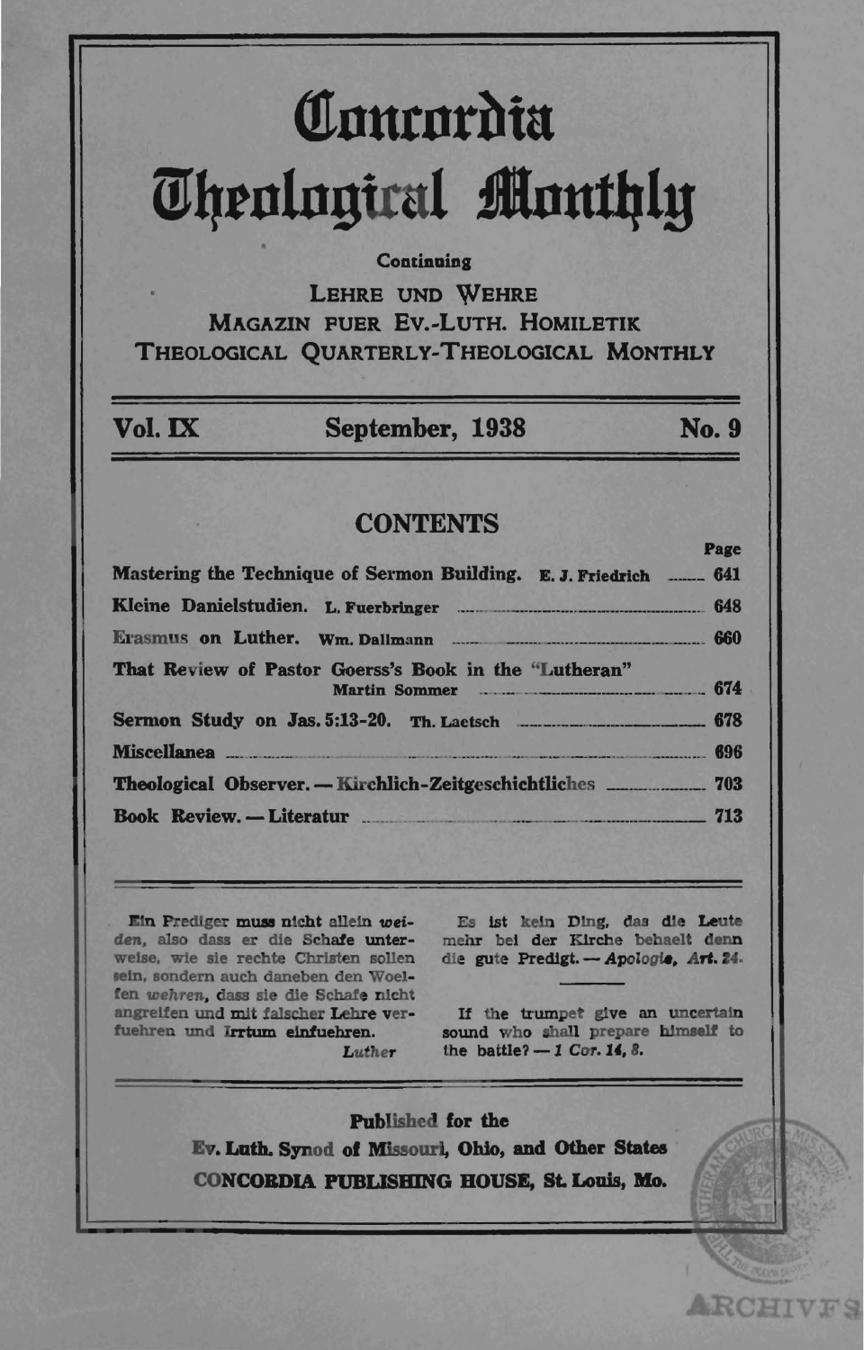# Concordia Theological Monthly

Continuing

LEHRE UND WEHRE
MAGAZIN FUER EV.-LUTH. HOMILETIK
THEOLOGICAL QUARTERLY-THEOLOGICAL MONTHLY

Vol. IX — September, 1938 — No. 9

## CONTENTS

| | Page |
|---|---|
| **Mastering the Technique of Sermon Building.** E. J. Friedrich | 641 |
| **Kleine Danielstudien.** L. Fuerbringer | 648 |
| **Erasmus on Luther.** Wm. Dallmann | 660 |
| **That Review of Pastor Goerss's Book in the "Lutheran"** Martin Sommer | 674 |
| **Sermon Study on Jas. 5:13-20.** Th. Laetsch | 678 |
| **Miscellanea** | 696 |
| **Theological Observer. — Kirchlich-Zeitgeschichtliches** | 703 |
| **Book Review. — Literatur** | 713 |

Ein Prediger muss nicht allein *weiden*, also dass er die Schafe unterweise, wie sie rechte Christen sollen sein, sondern auch daneben den Woelfen *wehren*, dass sie die Schafe nicht angreifen und mit falscher Lehre verfuehren und Irrtum einfuehren.
*Luther*

Es ist kein Ding, das die Leute mehr bei der Kirche behaelt denn die gute Predigt. — *Apologie, Art. 24.*

If the trumpet give an uncertain sound who shall prepare himself to the battle? — *1 Cor. 14, 8.*

Published for the
Ev. Luth. Synod of Missouri, Ohio, and Other States
CONCORDIA PUBLISHING HOUSE, St. Louis, Mo.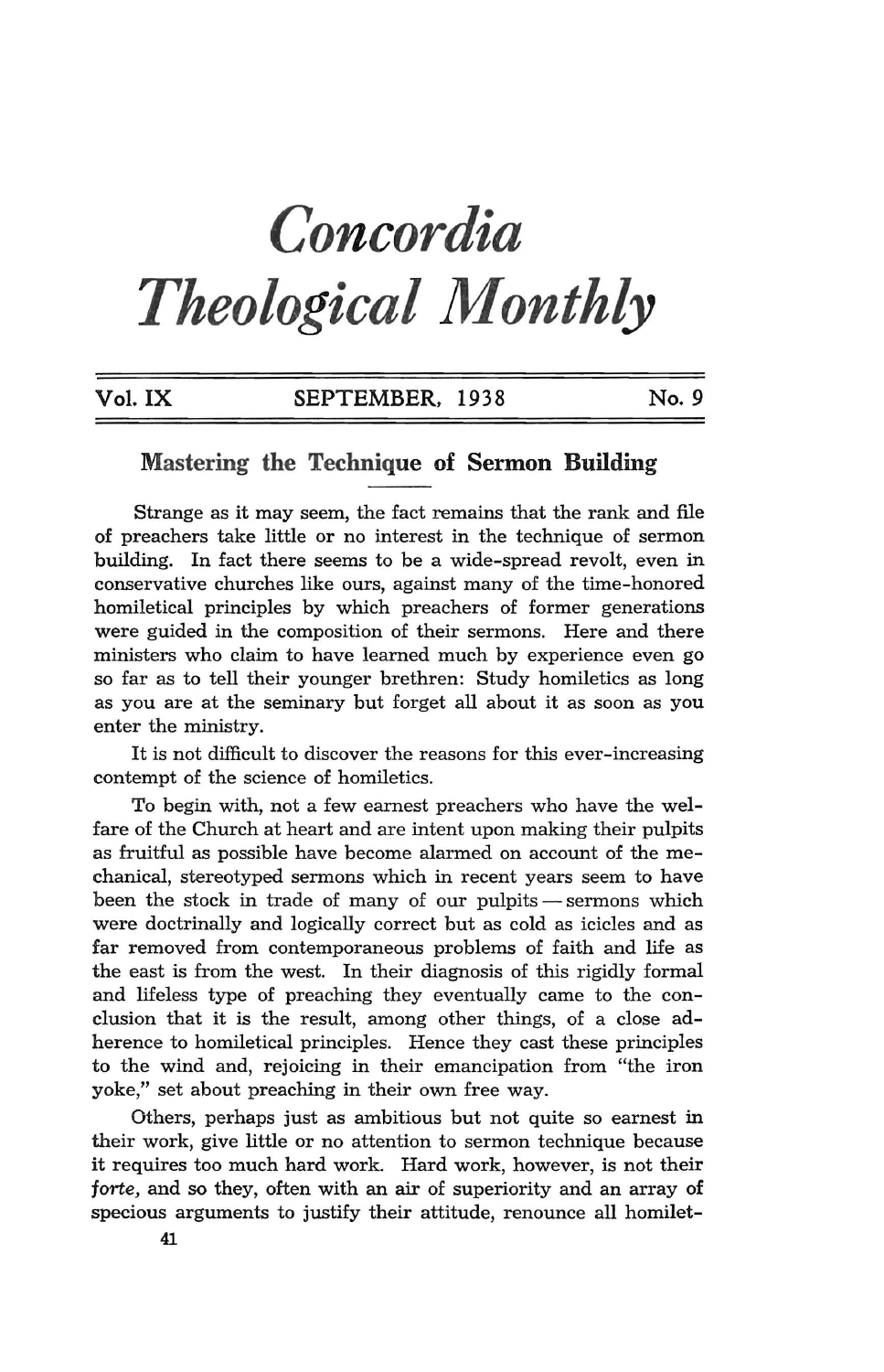# Concordia Theological Monthly

Vol. IX | SEPTEMBER, 1938 | No. 9

## Mastering the Technique of Sermon Building

Strange as it may seem, the fact remains that the rank and file of preachers take little or no interest in the technique of sermon building. In fact there seems to be a wide-spread revolt, even in conservative churches like ours, against many of the time-honored homiletical principles by which preachers of former generations were guided in the composition of their sermons. Here and there ministers who claim to have learned much by experience even go so far as to tell their younger brethren: Study homiletics as long as you are at the seminary but forget all about it as soon as you enter the ministry.

It is not difficult to discover the reasons for this ever-increasing contempt of the science of homiletics.

To begin with, not a few earnest preachers who have the welfare of the Church at heart and are intent upon making their pulpits as fruitful as possible have become alarmed on account of the mechanical, stereotyped sermons which in recent years seem to have been the stock in trade of many of our pulpits — sermons which were doctrinally and logically correct but as cold as icicles and as far removed from contemporaneous problems of faith and life as the east is from the west. In their diagnosis of this rigidly formal and lifeless type of preaching they eventually came to the conclusion that it is the result, among other things, of a close adherence to homiletical principles. Hence they cast these principles to the wind and, rejoicing in their emancipation from "the iron yoke," set about preaching in their own free way.

Others, perhaps just as ambitious but not quite so earnest in their work, give little or no attention to sermon technique because it requires too much hard work. Hard work, however, is not their *forte,* and so they, often with an air of superiority and an array of specious arguments to justify their attitude, renounce all homilet-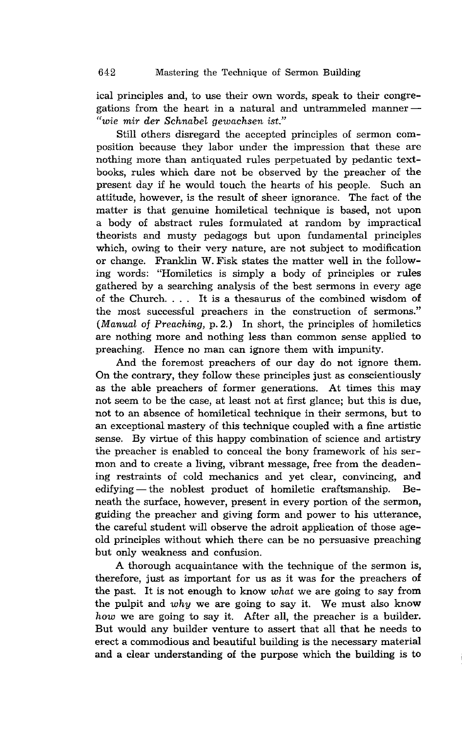ical principles and, to use their own words, speak to their congregations from the heart in a natural and untrammeled manner — *"wie mir der Schnabel gewachsen ist."*

Still others disregard the accepted principles of sermon composition because they labor under the impression that these are nothing more than antiquated rules perpetuated by pedantic textbooks, rules which dare not be observed by the preacher of the present day if he would touch the hearts of his people. Such an attitude, however, is the result of sheer ignorance. The fact of the matter is that genuine homiletical technique is based, not upon a body of abstract rules formulated at random by impractical theorists and musty pedagogs but upon fundamental principles which, owing to their very nature, are not subject to modification or change. Franklin W. Fisk states the matter well in the following words: "Homiletics is simply a body of principles or rules gathered by a searching analysis of the best sermons in every age of the Church. . . . It is a thesaurus of the combined wisdom of the most successful preachers in the construction of sermons." (*Manual of Preaching*, p. 2.) In short, the principles of homiletics are nothing more and nothing less than common sense applied to preaching. Hence no man can ignore them with impunity.

And the foremost preachers of our day do not ignore them. On the contrary, they follow these principles just as conscientiously as the able preachers of former generations. At times this may not seem to be the case, at least not at first glance; but this is due, not to an absence of homiletical technique in their sermons, but to an exceptional mastery of this technique coupled with a fine artistic sense. By virtue of this happy combination of science and artistry the preacher is enabled to conceal the bony framework of his sermon and to create a living, vibrant message, free from the deadening restraints of cold mechanics and yet clear, convincing, and edifying — the noblest product of homiletic craftsmanship. Beneath the surface, however, present in every portion of the sermon, guiding the preacher and giving form and power to his utterance, the careful student will observe the adroit application of those age-old principles without which there can be no persuasive preaching but only weakness and confusion.

A thorough acquaintance with the technique of the sermon is, therefore, just as important for us as it was for the preachers of the past. It is not enough to know *what* we are going to say from the pulpit and *why* we are going to say it. We must also know *how* we are going to say it. After all, the preacher is a builder. But would any builder venture to assert that all that he needs to erect a commodious and beautiful building is the necessary material and a clear understanding of the purpose which the building is to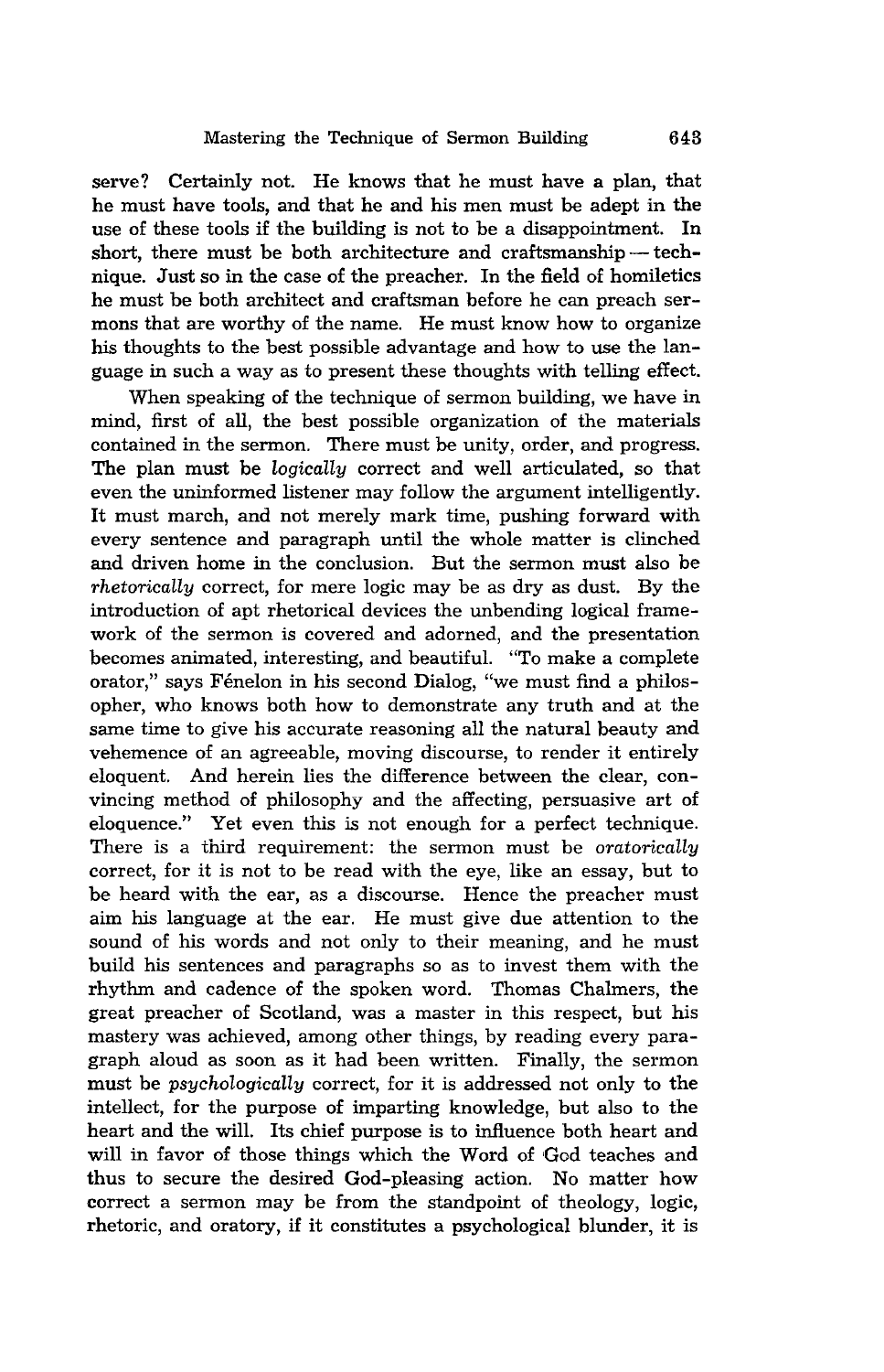serve? Certainly not. He knows that he must have a plan, that he must have tools, and that he and his men must be adept in the use of these tools if the building is not to be a disappointment. In short, there must be both architecture and craftsmanship — technique. Just so in the case of the preacher. In the field of homiletics he must be both architect and craftsman before he can preach sermons that are worthy of the name. He must know how to organize his thoughts to the best possible advantage and how to use the language in such a way as to present these thoughts with telling effect.

When speaking of the technique of sermon building, we have in mind, first of all, the best possible organization of the materials contained in the sermon. There must be unity, order, and progress. The plan must be *logically* correct and well articulated, so that even the uninformed listener may follow the argument intelligently. It must march, and not merely mark time, pushing forward with every sentence and paragraph until the whole matter is clinched and driven home in the conclusion. But the sermon must also be *rhetorically* correct, for mere logic may be as dry as dust. By the introduction of apt rhetorical devices the unbending logical framework of the sermon is covered and adorned, and the presentation becomes animated, interesting, and beautiful. "To make a complete orator," says Fénelon in his second Dialog, "we must find a philosopher, who knows both how to demonstrate any truth and at the same time to give his accurate reasoning all the natural beauty and vehemence of an agreeable, moving discourse, to render it entirely eloquent. And herein lies the difference between the clear, convincing method of philosophy and the affecting, persuasive art of eloquence." Yet even this is not enough for a perfect technique. There is a third requirement: the sermon must be *oratorically* correct, for it is not to be read with the eye, like an essay, but to be heard with the ear, as a discourse. Hence the preacher must aim his language at the ear. He must give due attention to the sound of his words and not only to their meaning, and he must build his sentences and paragraphs so as to invest them with the rhythm and cadence of the spoken word. Thomas Chalmers, the great preacher of Scotland, was a master in this respect, but his mastery was achieved, among other things, by reading every paragraph aloud as soon as it had been written. Finally, the sermon must be *psychologically* correct, for it is addressed not only to the intellect, for the purpose of imparting knowledge, but also to the heart and the will. Its chief purpose is to influence both heart and will in favor of those things which the Word of God teaches and thus to secure the desired God-pleasing action. No matter how correct a sermon may be from the standpoint of theology, logic, rhetoric, and oratory, if it constitutes a psychological blunder, it is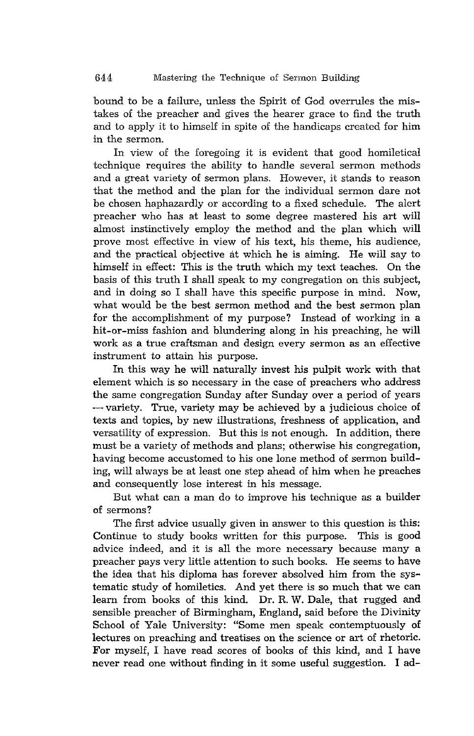bound to be a failure, unless the Spirit of God overrules the mistakes of the preacher and gives the hearer grace to find the truth and to apply it to himself in spite of the handicaps created for him in the sermon.

In view of the foregoing it is evident that good homiletical technique requires the ability to handle several sermon methods and a great variety of sermon plans. However, it stands to reason that the method and the plan for the individual sermon dare not be chosen haphazardly or according to a fixed schedule. The alert preacher who has at least to some degree mastered his art will almost instinctively employ the method and the plan which will prove most effective in view of his text, his theme, his audience, and the practical objective at which he is aiming. He will say to himself in effect: This is the truth which my text teaches. On the basis of this truth I shall speak to my congregation on this subject, and in doing so I shall have this specific purpose in mind. Now, what would be the best sermon method and the best sermon plan for the accomplishment of my purpose? Instead of working in a hit-or-miss fashion and blundering along in his preaching, he will work as a true craftsman and design every sermon as an effective instrument to attain his purpose.

In this way he will naturally invest his pulpit work with that element which is so necessary in the case of preachers who address the same congregation Sunday after Sunday over a period of years — variety. True, variety may be achieved by a judicious choice of texts and topics, by new illustrations, freshness of application, and versatility of expression. But this is not enough. In addition, there must be a variety of methods and plans; otherwise his congregation, having become accustomed to his one lone method of sermon building, will always be at least one step ahead of him when he preaches and consequently lose interest in his message.

But what can a man do to improve his technique as a builder of sermons?

The first advice usually given in answer to this question is this: Continue to study books written for this purpose. This is good advice indeed, and it is all the more necessary because many a preacher pays very little attention to such books. He seems to have the idea that his diploma has forever absolved him from the systematic study of homiletics. And yet there is so much that we can learn from books of this kind. Dr. R. W. Dale, that rugged and sensible preacher of Birmingham, England, said before the Divinity School of Yale University: "Some men speak contemptuously of lectures on preaching and treatises on the science or art of rhetoric. For myself, I have read scores of books of this kind, and I have never read one without finding in it some useful suggestion. I ad-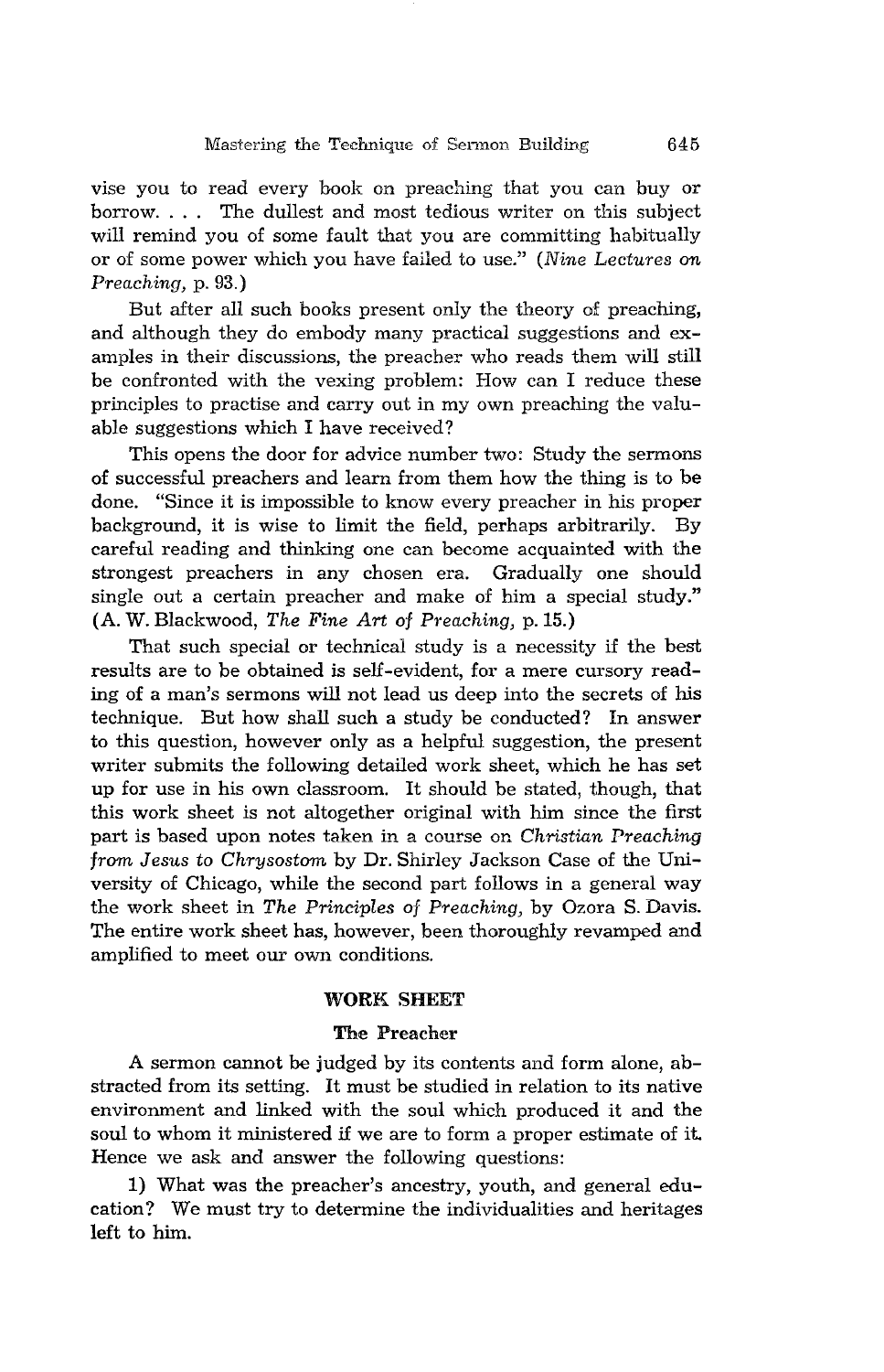vise you to read every book on preaching that you can buy or borrow. . . . The dullest and most tedious writer on this subject will remind you of some fault that you are committing habitually or of some power which you have failed to use." (*Nine Lectures on Preaching,* p. 93.)

But after all such books present only the theory of preaching, and although they do embody many practical suggestions and examples in their discussions, the preacher who reads them will still be confronted with the vexing problem: How can I reduce these principles to practise and carry out in my own preaching the valuable suggestions which I have received?

This opens the door for advice number two: Study the sermons of successful preachers and learn from them how the thing is to be done. "Since it is impossible to know every preacher in his proper background, it is wise to limit the field, perhaps arbitrarily. By careful reading and thinking one can become acquainted with the strongest preachers in any chosen era. Gradually one should single out a certain preacher and make of him a special study." (A. W. Blackwood, *The Fine Art of Preaching,* p. 15.)

That such special or technical study is a necessity if the best results are to be obtained is self-evident, for a mere cursory reading of a man's sermons will not lead us deep into the secrets of his technique. But how shall such a study be conducted? In answer to this question, however only as a helpful suggestion, the present writer submits the following detailed work sheet, which he has set up for use in his own classroom. It should be stated, though, that this work sheet is not altogether original with him since the first part is based upon notes taken in a course on *Christian Preaching from Jesus to Chrysostom* by Dr. Shirley Jackson Case of the University of Chicago, while the second part follows in a general way the work sheet in *The Principles of Preaching,* by Ozora S. Davis. The entire work sheet has, however, been thoroughly revamped and amplified to meet our own conditions.

## WORK SHEET

### The Preacher

A sermon cannot be judged by its contents and form alone, abstracted from its setting. It must be studied in relation to its native environment and linked with the soul which produced it and the soul to whom it ministered if we are to form a proper estimate of it. Hence we ask and answer the following questions:

1) What was the preacher's ancestry, youth, and general education? We must try to determine the individualities and heritages left to him.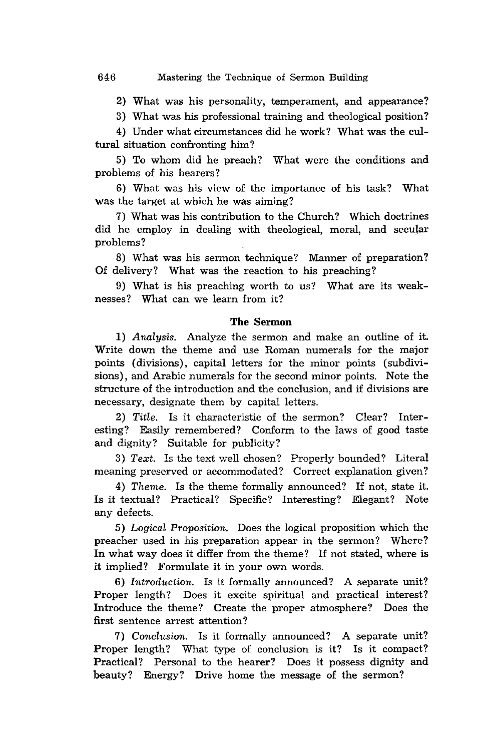2) What was his personality, temperament, and appearance?

3) What was his professional training and theological position?

4) Under what circumstances did he work? What was the cultural situation confronting him?

5) To whom did he preach? What were the conditions and problems of his hearers?

6) What was his view of the importance of his task? What was the target at which he was aiming?

7) What was his contribution to the Church? Which doctrines did he employ in dealing with theological, moral, and secular problems?

8) What was his sermon technique? Manner of preparation? Of delivery? What was the reaction to his preaching?

9) What is his preaching worth to us? What are its weaknesses? What can we learn from it?

### The Sermon

1) *Analysis.* Analyze the sermon and make an outline of it. Write down the theme and use Roman numerals for the major points (divisions), capital letters for the minor points (subdivisions), and Arabic numerals for the second minor points. Note the structure of the introduction and the conclusion, and if divisions are necessary, designate them by capital letters.

2) *Title.* Is it characteristic of the sermon? Clear? Interesting? Easily remembered? Conform to the laws of good taste and dignity? Suitable for publicity?

3) *Text.* Is the text well chosen? Properly bounded? Literal meaning preserved or accommodated? Correct explanation given?

4) *Theme.* Is the theme formally announced? If not, state it. Is it textual? Practical? Specific? Interesting? Elegant? Note any defects.

5) *Logical Proposition.* Does the logical proposition which the preacher used in his preparation appear in the sermon? Where? In what way does it differ from the theme? If not stated, where is it implied? Formulate it in your own words.

6) *Introduction.* Is it formally announced? A separate unit? Proper length? Does it excite spiritual and practical interest? Introduce the theme? Create the proper atmosphere? Does the first sentence arrest attention?

7) *Conclusion.* Is it formally announced? A separate unit? Proper length? What type of conclusion is it? Is it compact? Practical? Personal to the hearer? Does it possess dignity and beauty? Energy? Drive home the message of the sermon?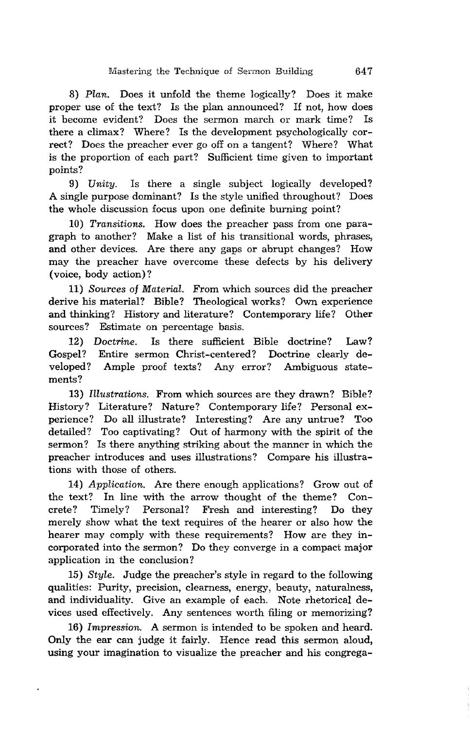8) *Plan.* Does it unfold the theme logically? Does it make proper use of the text? Is the plan announced? If not, how does it become evident? Does the sermon march or mark time? Is there a climax? Where? Is the development psychologically correct? Does the preacher ever go off on a tangent? Where? What is the proportion of each part? Sufficient time given to important points?

9) *Unity.* Is there a single subject logically developed? A single purpose dominant? Is the style unified throughout? Does the whole discussion focus upon one definite burning point?

10) *Transitions.* How does the preacher pass from one paragraph to another? Make a list of his transitional words, phrases, and other devices. Are there any gaps or abrupt changes? How may the preacher have overcome these defects by his delivery (voice, body action)?

11) *Sources of Material.* From which sources did the preacher derive his material? Bible? Theological works? Own experience and thinking? History and literature? Contemporary life? Other sources? Estimate on percentage basis.

12) *Doctrine.* Is there sufficient Bible doctrine? Law? Gospel? Entire sermon Christ-centered? Doctrine clearly developed? Ample proof texts? Any error? Ambiguous statements?

13) *Illustrations.* From which sources are they drawn? Bible? History? Literature? Nature? Contemporary life? Personal experience? Do all illustrate? Interesting? Are any untrue? Too detailed? Too captivating? Out of harmony with the spirit of the sermon? Is there anything striking about the manner in which the preacher introduces and uses illustrations? Compare his illustrations with those of others.

14) *Application.* Are there enough applications? Grow out of the text? In line with the arrow thought of the theme? Concrete? Timely? Personal? Fresh and interesting? Do they merely show what the text requires of the hearer or also how the hearer may comply with these requirements? How are they incorporated into the sermon? Do they converge in a compact major application in the conclusion?

15) *Style.* Judge the preacher's style in regard to the following qualities: Purity, precision, clearness, energy, beauty, naturalness, and individuality. Give an example of each. Note rhetorical devices used effectively. Any sentences worth filing or memorizing?

16) *Impression.* A sermon is intended to be spoken and heard. Only the ear can judge it fairly. Hence read this sermon aloud, using your imagination to visualize the preacher and his congrega-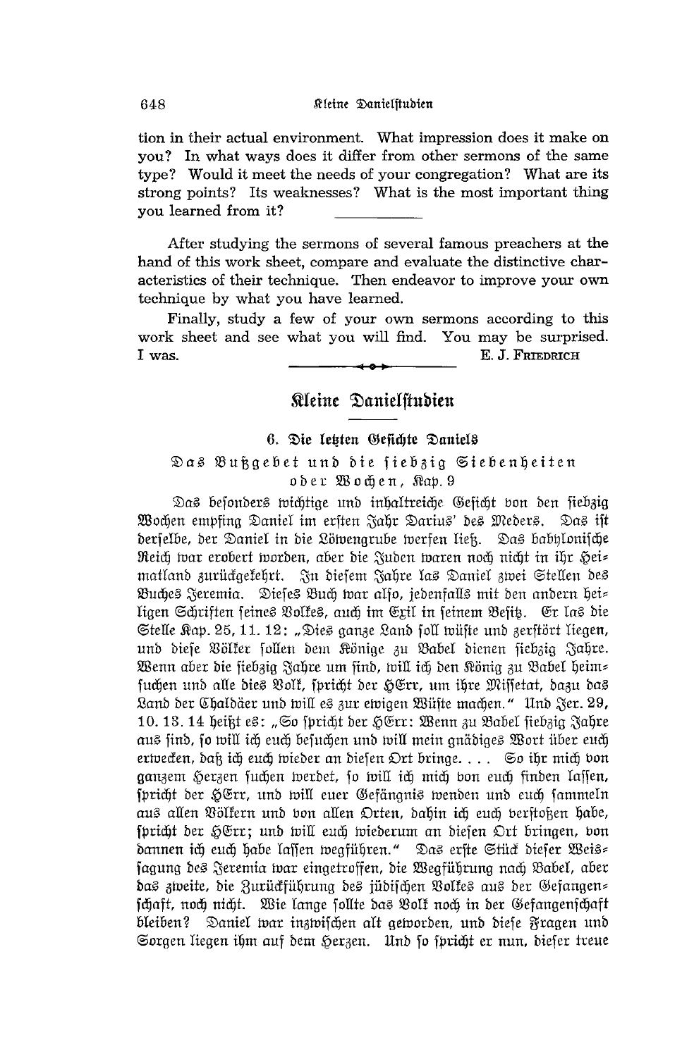tion in their actual environment. What impression does it make on you? In what ways does it differ from other sermons of the same type? Would it meet the needs of your congregation? What are its strong points? Its weaknesses? What is the most important thing you learned from it?

---

After studying the sermons of several famous preachers at the hand of this work sheet, compare and evaluate the distinctive characteristics of their technique. Then endeavor to improve your own technique by what you have learned.

Finally, study a few of your own sermons according to this work sheet and see what you will find. You may be surprised. I was.

E. J. FRIEDRICH

---

## Kleine Danielstudien

### 6. Die letzten Gesichte Daniels

#### Das Bußgebet und die siebzig Siebenheiten oder Wochen, Kap. 9

Das besonders wichtige und inhaltreiche Gesicht von den siebzig Wochen empfing Daniel im ersten Jahr Darius' des Meders. Das ist derselbe, der Daniel in die Löwengrube werfen ließ. Das babylonische Reich war erobert worden, aber die Juden waren noch nicht in ihr Heimatland zurückgekehrt. In diesem Jahre las Daniel zwei Stellen des Buches Jeremia. Dieses Buch war also, jedenfalls mit den andern heiligen Schriften seines Volkes, auch im Exil in seinem Besitz. Er las die Stelle Kap. 25, 11. 12: „Dies ganze Land soll wüste und zerstört liegen, und diese Völker sollen dem Könige zu Babel dienen siebzig Jahre. Wenn aber die siebzig Jahre um sind, will ich den König zu Babel heimsuchen und alle dies Volk, spricht der HErr, um ihre Missetat, dazu das Land der Chaldäer und will es zur ewigen Wüste machen." Und Jer. 29, 10. 13. 14 heißt es: „So spricht der HErr: Wenn zu Babel siebzig Jahre aus sind, so will ich euch besuchen und will mein gnädiges Wort über euch erwecken, daß ich euch wieder an diesen Ort bringe. . . . So ihr mich von ganzem Herzen suchen werdet, so will ich mich von euch finden lassen, spricht der HErr, und will euer Gefängnis wenden und euch sammeln aus allen Völkern und von allen Orten, dahin ich euch verstoßen habe, spricht der HErr; und will euch wiederum an diesen Ort bringen, von dannen ich euch habe lassen wegführen." Das erste Stück dieser Weissagung des Jeremia war eingetroffen, die Wegführung nach Babel, aber das zweite, die Zurückführung des jüdischen Volkes aus der Gefangenschaft, noch nicht. Wie lange sollte das Volk noch in der Gefangenschaft bleiben? Daniel war inzwischen alt geworden, und diese Fragen und Sorgen liegen ihm auf dem Herzen. Und so spricht er nun, dieser treue